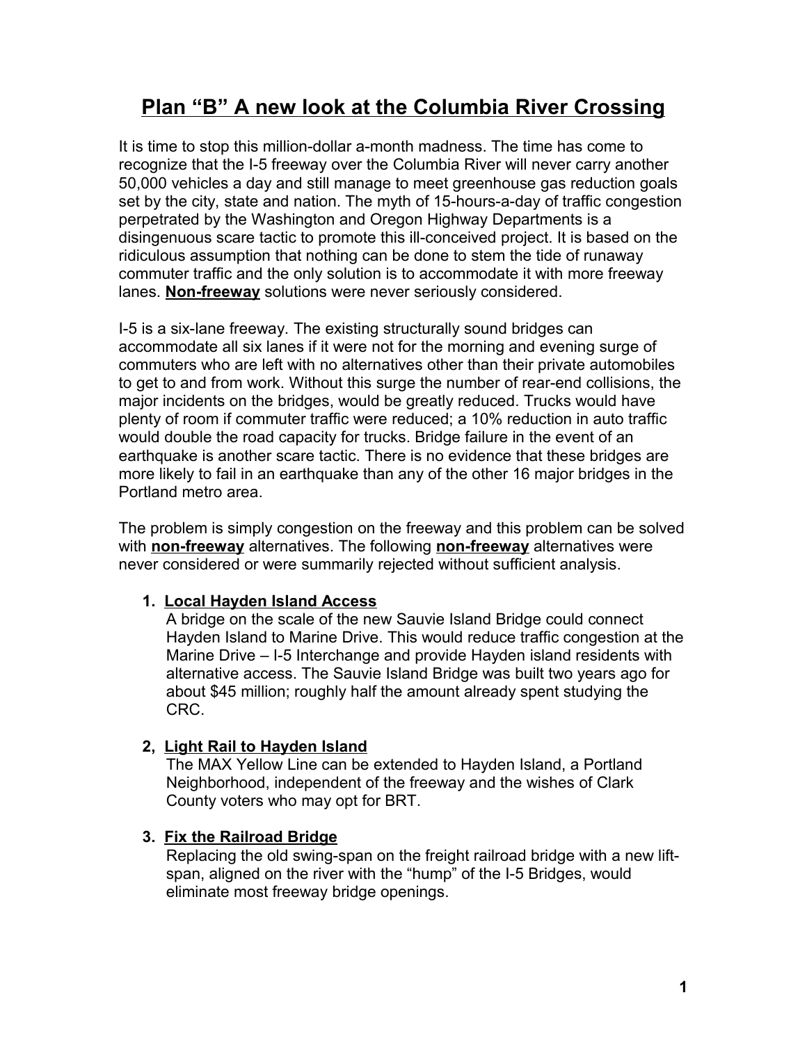# Plan "B" A new look at the Columbia River Crossing

It is time to stop this million-dollar a-month madness. The time has come to recognize that the I-5 freeway over the Columbia River will never carry another 50,000 vehicles a day and still manage to meet greenhouse gas reduction goals set by the city, state and nation. The myth of 15-hours-a-day of traffic congestion perpetrated by the Washington and Oregon Highway Departments is a disingenuous scare tactic to promote this ill-conceived project. It is based on the ridiculous assumption that nothing can be done to stem the tide of runaway commuter traffic and the only solution is to accommodate it with more freeway lanes. **<u>Non-freeway</u>** solutions were never seriously considered.

I-5 is a six-lane freeway. The existing structurally sound bridges can accommodate all six lanes if it were not for the morning and evening surge of commuters who are left with no alternatives other than their private automobiles to get to and from work. Without this surge the number of rear-end collisions, the major incidents on the bridges, would be greatly reduced. Trucks would have plenty of room if commuter traffic were reduced; a 10% reduction in auto traffic would double the road capacity for trucks. Bridge failure in the event of an earthquake is another scare tactic. There is no evidence that these bridges are more likely to fail in an earthquake than any of the other 16 major bridges in the Portland metro area.

The problem is simply congestion on the freeway and this problem can be solved with **<u>non-freeway</u>** alternatives. The following **<u>non-freeway</u>** alternatives were never considered or were summarily rejected without sufficient analysis.

**1. <u>Local Hayden Island Access</u>**

A bridge on the scale of the new Sauvie Island Bridge could connect Hayden Island to Marine Drive. This would reduce traffic congestion at the Marine Drive – I-5 Interchange and provide Hayden island residents with alternative access. The Sauvie Island Bridge was built two years ago for about $45 million; roughly half the amount already spent studying the CRC.

**2, <u>Light Rail to Hayden Island</u>**

The MAX Yellow Line can be extended to Hayden Island, a Portland Neighborhood, independent of the freeway and the wishes of Clark County voters who may opt for BRT.

**3. <u>Fix the Railroad Bridge</u>**

Replacing the old swing-span on the freight railroad bridge with a new lift-span, aligned on the river with the "hump" of the I-5 Bridges, would eliminate most freeway bridge openings.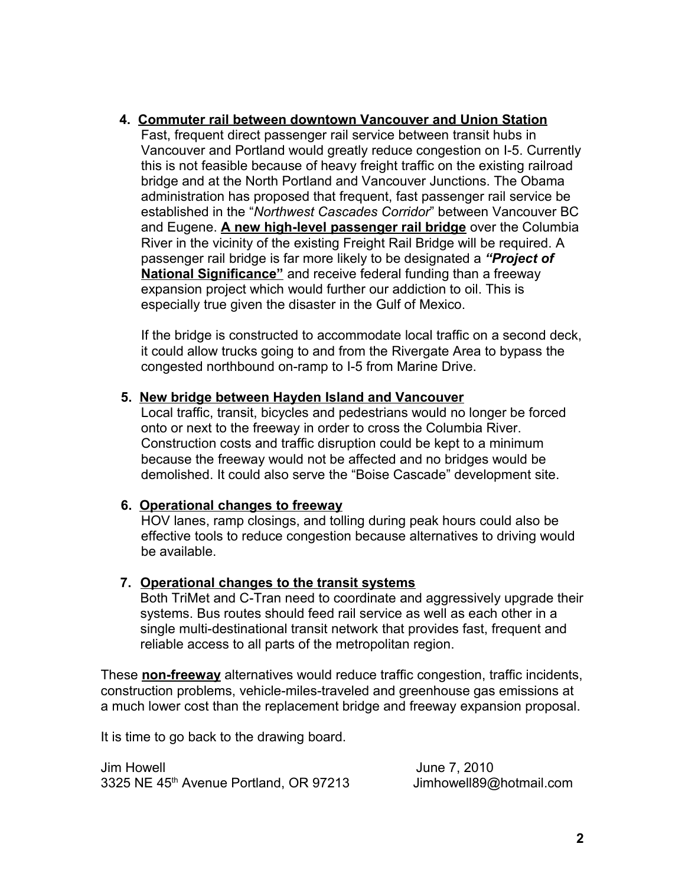4. **Commuter rail between downtown Vancouver and Union Station**
   Fast, frequent direct passenger rail service between transit hubs in Vancouver and Portland would greatly reduce congestion on I-5. Currently this is not feasible because of heavy freight traffic on the existing railroad bridge and at the North Portland and Vancouver Junctions. The Obama administration has proposed that frequent, fast passenger rail service be established in the "*Northwest Cascades Corridor*" between Vancouver BC and Eugene. **A new high-level passenger rail bridge** over the Columbia River in the vicinity of the existing Freight Rail Bridge will be required. A passenger rail bridge is far more likely to be designated a ***"Project of National Significance"*** and receive federal funding than a freeway expansion project which would further our addiction to oil. This is especially true given the disaster in the Gulf of Mexico.

   If the bridge is constructed to accommodate local traffic on a second deck, it could allow trucks going to and from the Rivergate Area to bypass the congested northbound on-ramp to I-5 from Marine Drive.

5. **New bridge between Hayden Island and Vancouver**
   Local traffic, transit, bicycles and pedestrians would no longer be forced onto or next to the freeway in order to cross the Columbia River. Construction costs and traffic disruption could be kept to a minimum because the freeway would not be affected and no bridges would be demolished. It could also serve the "Boise Cascade" development site.

6. **Operational changes to freeway**
   HOV lanes, ramp closings, and tolling during peak hours could also be effective tools to reduce congestion because alternatives to driving would be available.

7. **Operational changes to the transit systems**
   Both TriMet and C-Tran need to coordinate and aggressively upgrade their systems. Bus routes should feed rail service as well as each other in a single multi-destinational transit network that provides fast, frequent and reliable access to all parts of the metropolitan region.

These **non-freeway** alternatives would reduce traffic congestion, traffic incidents, construction problems, vehicle-miles-traveled and greenhouse gas emissions at a much lower cost than the replacement bridge and freeway expansion proposal.

It is time to go back to the drawing board.

Jim Howell
3325 NE 45th Avenue Portland, OR 97213

June 7, 2010
Jimhowell89@hotmail.com